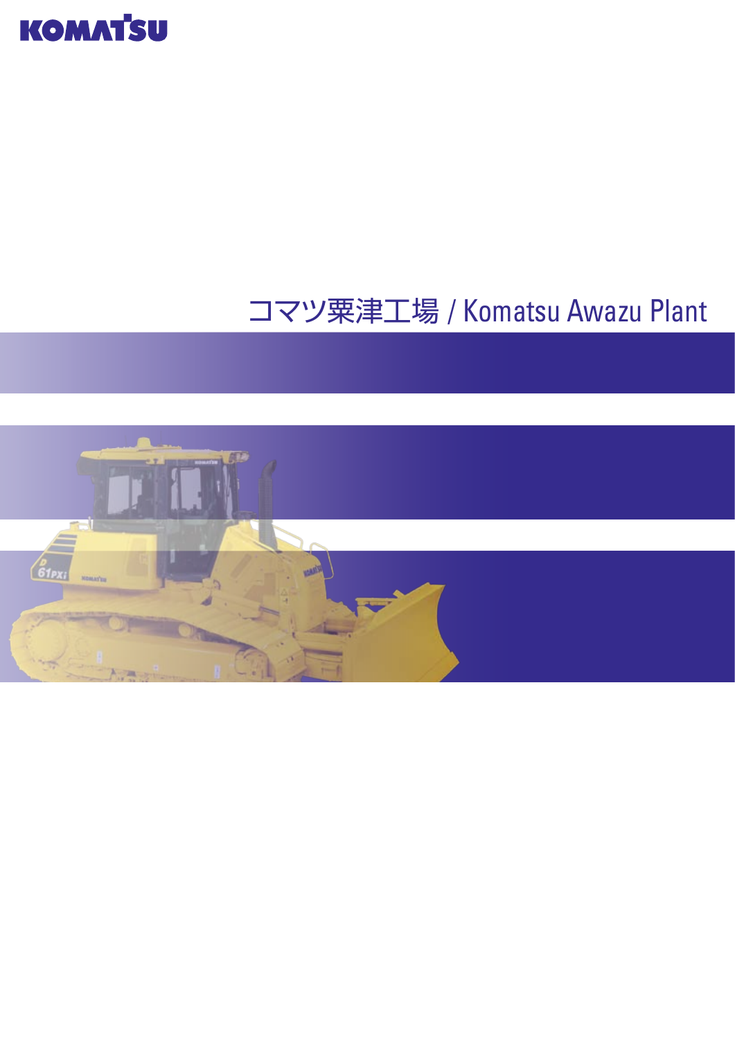KOMATSU

# コマツ粟津工場 / Komatsu Awazu Plant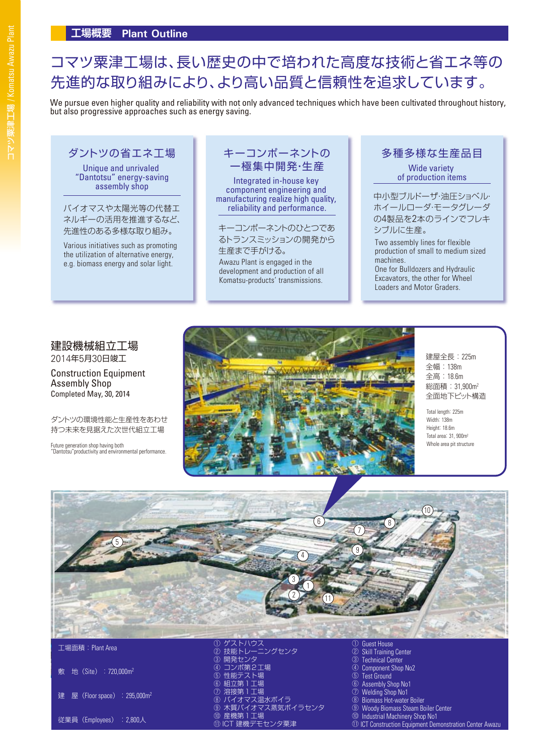## 工場概要　Plant Outline

# コマツ粟津工場は、長い歴史の中で培われた高度な技術と省エネ等の先進的な取り組みにより、より高い品質と信頼性を追求しています。

We pursue even higher quality and reliability with not only advanced techniques which have been cultivated throughout history, but also progressive approaches such as energy saving.

### ダントツの省エネ工場

Unique and unrivaled "Dantotsu" energy-saving assembly shop

バイオマスや太陽光等の代替エネルギーの活用を推進するなど、先進性のある多様な取り組み。

Various initiatives such as promoting the utilization of alternative energy, e.g. biomass energy and solar light.

### キーコンポーネントの一極集中開発･生産

Integrated in-house key component engineering and manufacturing realize high quality, reliability and performance.

キーコンポーネントのひとつであるトランスミッションの開発から生産まで手がける。

Awazu Plant is engaged in the development and production of all Komatsu-products' transmissions.

### 多種多様な生産品目

Wide variety of production items

中小型ブルドーザ･油圧ショベル･ホイールローダ･モータグレーダの4製品を2本のラインでフレキシブルに生産。

Two assembly lines for flexible production of small to medium sized machines.
One for Bulldozers and Hydraulic Excavators, the other for Wheel Loaders and Motor Graders.

### 建設機械組立工場

2014年5月30日竣工

Construction Equipment Assembly Shop

Completed May, 30, 2014

ダントツの環境性能と生産性をあわせ持つ未来を見据えた次世代組立工場

Future generation shop having both "Dantotsu"productivity and environmental performance.

建屋全長：225m
全幅：138m
全高：18.6m
総面積：31,900m²
全面地下ピット構造

Total length: 225m
Width: 138m
Height: 18.6m
Total area: 31, 900m²
Whole area pit structure

工場面積：Plant Area

敷　地（Site）：720,000m²

建　屋（Floor space）：295,000m²

従業員（Employees）：2,800人

① ゲストハウス　Guest House
② 技能トレーニングセンタ　Skill Training Center
③ 開発センタ　Technical Center
④ コンポ第２工場　Component Shop No2
⑤ 性能テスト場　Test Ground
⑥ 組立第１工場　Assembly Shop No1
⑦ 溶接第１工場　Welding Shop No1
⑧ バイオマス温水ボイラ　Biomass Hot-water Boiler
⑨ 木質バイオマス蒸気ボイラセンタ　Woody Biomass Steam Boiler Center
⑩ 産機第１工場　Industrial Machinery Shop No1
⑪ ICT 建機デモセンタ粟津　ICT Construction Equipment Demonstration Center Awazu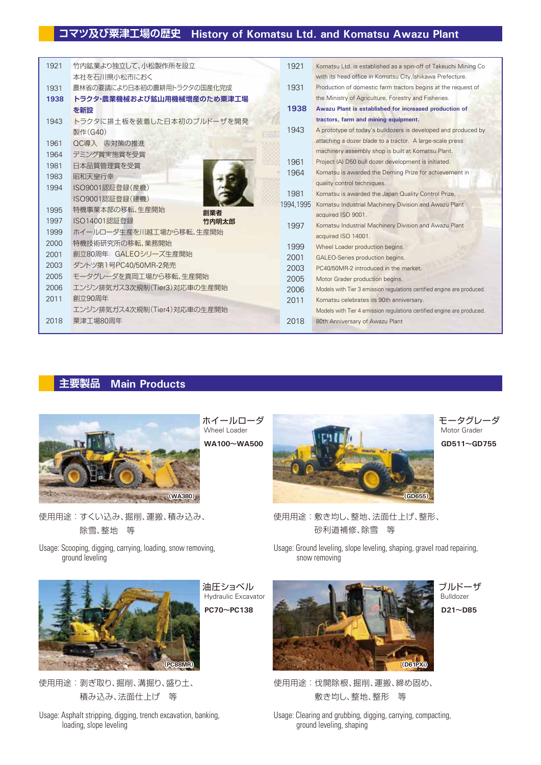## コマツ及び粟津工場の歴史　History of Komatsu Ltd. and Komatsu Awazu Plant

| 年 | 出来事 |
|---|---|
| 1921 | 竹内鉱業より独立して、小松製作所を設立 本社を石川県小松市におく |
| 1931 | 農林省の要請により日本初の農耕用トラクタの国産化完成 |
| **1938** | **トラクタ・農業機械および鉱山用機械増産のため粟津工場を新設** |
| 1943 | トラクタに排土板を装着した日本初のブルドーザを開発製作（G40） |
| 1961 | QC導入　Ⓐ対策の推進 |
| 1964 | デミング賞実施賞を受賞 |
| 1981 | 日本品質管理賞を受賞 |
| 1983 | 昭和天皇行幸 |
| 1994 | ISO9001認証登録（産機） ISO9001認証登録（建機） |
| 1995 | 特機事業本部の移転、生産開始 |
| 1997 | ISO14001認証登録 |
| 1999 | ホイールローダ生産を川越工場から移転、生産開始 |
| 2000 | 特機技術研究所の移転、業務開始 |
| 2001 | 創立80周年　GALEOシリーズ生産開始 |
| 2003 | ダントツ第1号PC40/50MR-2発売 |
| 2005 | モータグレーダを真岡工場から移転、生産開始 |
| 2006 | エンジン排気ガス3次規制（Tier3）対応車の生産開始 |
| 2011 | 創立90周年 エンジン排気ガス4次規制（Tier4）対応車の生産開始 |
| 2018 | 粟津工場80周年 |

**創業者 竹内明太郎**

| Year | Event |
|---|---|
| 1921 | Komatsu Ltd. is established as a spin-off of Takeuchi Mining Co with its head office in Komatsu City, Ishikawa Prefecture. |
| 1931 | Production of domestic farm tractors begins at the request of the Ministry of Agriculture, Forestry and Fisheries. |
| **1938** | **Awazu Plant is established for increased production of tractors, farm and mining equipment.** |
| 1943 | A prototype of today's bulldozers is developed and produced by attaching a dozer blade to a tractor. A large-scale press machinery assembly shop is built at Komatsu Plant. |
| 1961 | Project (A) D50 bull dozer development is initiated. |
| 1964 | Komatsu is awarded the Deming Prize for achievement in quality control techniques. |
| 1981 | Komatsu is awarded the Japan Quality Control Prize. |
| 1994, 1995 | Komatsu Industrial Machinery Division and Awazu Plant acquired ISO 9001. |
| 1997 | Komatsu Industrial Machinery Division and Awazu Plant acquired ISO 14001. |
| 1999 | Wheel Loader production begins. |
| 2001 | GALEO-Series production begins. |
| 2003 | PC40/50MR-2 introduced in the market. |
| 2005 | Motor Grader production begins. |
| 2006 | Models with Tier 3 emission regulations certified engine are produced. |
| 2011 | Komatsu celebrates its 90th anniversary. Models with Tier 4 emission regulations certified engine are produced. |
| 2018 | 80th Anniversary of Awazu Plant |

## 主要製品　Main Products

### ホイールローダ　Wheel Loader
**WA100～WA500**

(WA380)

使用用途：すくい込み、掘削、運搬、積み込み、除雪、整地　等

Usage: Scooping, digging, carrying, loading, snow removing, ground leveling

### モータグレーダ　Motor Grader
**GD511～GD755**

(GD655)

使用用途：敷き均し、整地、法面仕上げ、整形、砂利道補修、除雪　等

Usage: Ground leveling, slope leveling, shaping, gravel road repairing, snow removing

### 油圧ショベル　Hydraulic Excavator
**PC70～PC138**

(PC88MR)

使用用途：剥ぎ取り、掘削、溝掘り、盛り土、積み込み、法面仕上げ　等

Usage: Asphalt stripping, digging, trench excavation, banking, loading, slope leveling

### ブルドーザ　Bulldozer
**D21～D85**

(D61PXi)

使用用途：伐開除根、掘削、運搬、締め固め、敷き均し、整地、整形　等

Usage: Clearing and grubbing, digging, carrying, compacting, ground leveling, shaping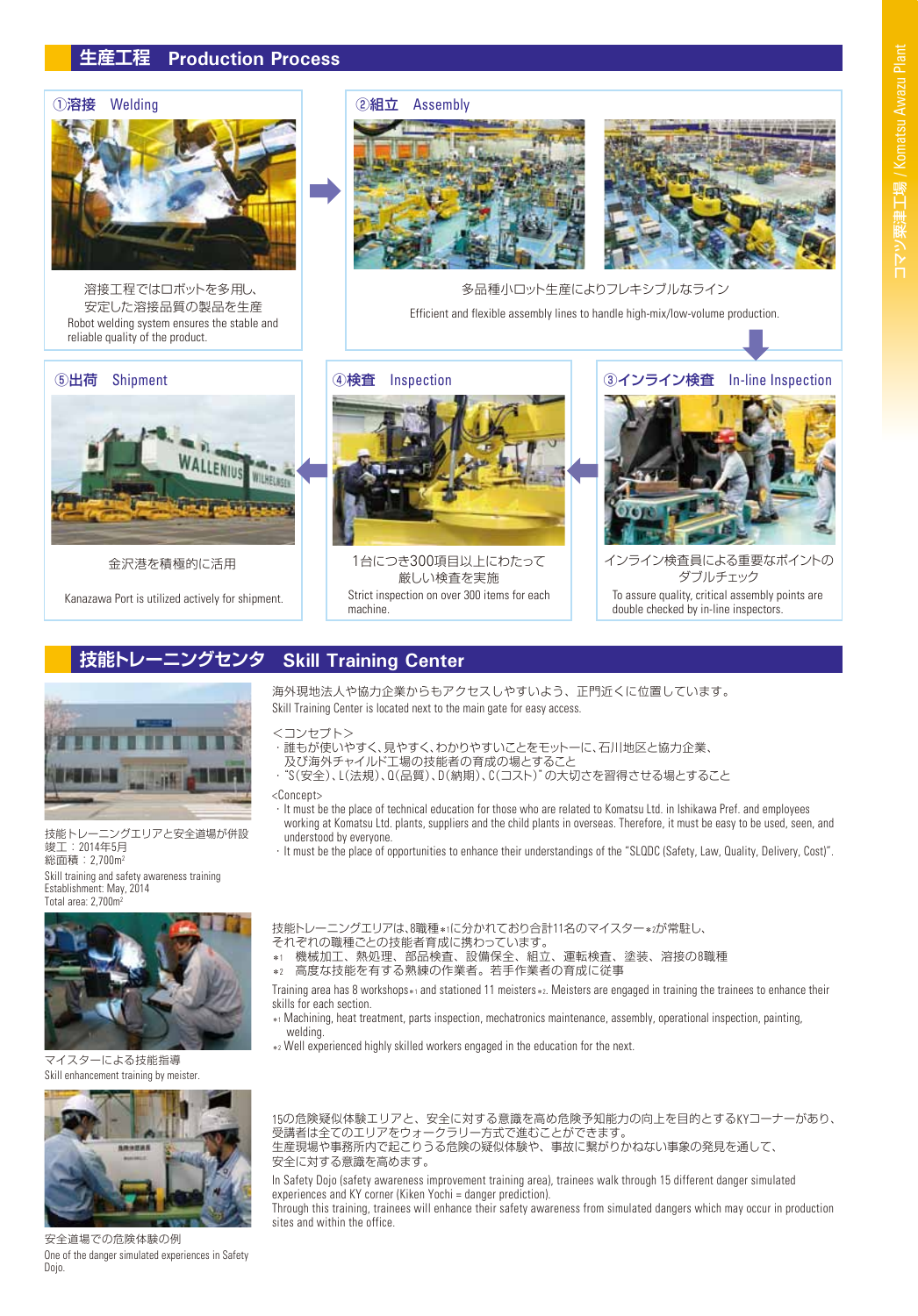## 生産工程　Production Process

### ①溶接　Welding

溶接工程ではロボットを多用し、
安定した溶接品質の製品を生産
Robot welding system ensures the stable and reliable quality of the product.

### ②組立　Assembly

多品種小ロット生産によりフレキシブルなライン
Efficient and flexible assembly lines to handle high-mix/low-volume production.

### ③インライン検査　In-line Inspection

インライン検査員による重要なポイントの
ダブルチェック
To assure quality, critical assembly points are double checked by in-line inspectors.

### ④検査　Inspection

1台につき300項目以上にわたって
厳しい検査を実施
Strict inspection on over 300 items for each machine.

### ⑤出荷　Shipment

金沢港を積極的に活用

Kanazawa Port is utilized actively for shipment.

## 技能トレーニングセンタ　Skill Training Center

海外現地法人や協力企業からもアクセスしやすいよう、正門近くに位置しています。
Skill Training Center is located next to the main gate for easy access.

＜コンセプト＞
- 誰もが使いやすく、見やすく、わかりやすいことをモットーに、石川地区と協力企業、及び海外チャイルド工場の技能者の育成の場とすること
- "S(安全)、L(法規)、Q(品質)、D(納期)、C(コスト)"の大切さを習得させる場とすること

<Concept>
- It must be the place of technical education for those who are related to Komatsu Ltd. in Ishikawa Pref. and employees working at Komatsu Ltd. plants, suppliers and the child plants in overseas. Therefore, it must be easy to be used, seen, and understood by everyone.
- It must be the place of opportunities to enhance their understandings of the "SLQDC (Safety, Law, Quality, Delivery, Cost)".

技能トレーニングエリアと安全道場が併設
竣工：2014年5月
総面積：2,700m²
Skill training and safety awareness training
Establishment: May, 2014
Total area: 2,700m²

技能トレーニングエリアは、8職種*1に分かれており合計11名のマイスター*2が常駐し、それぞれの職種ごとの技能者育成に携わっています。
*1　機械加工、熱処理、部品検査、設備保全、組立、運転検査、塗装、溶接の8職種
*2　高度な技能を有する熟練の作業者。若手作業者の育成に従事

Training area has 8 workshops*1 and stationed 11 meisters*2. Meisters are engaged in training the trainees to enhance their skills for each section.
*1 Machining, heat treatment, parts inspection, mechatronics maintenance, assembly, operational inspection, painting, welding.
*2 Well experienced highly skilled workers engaged in the education for the next.

マイスターによる技能指導
Skill enhancement training by meister.

15の危険疑似体験エリアと、安全に対する意識を高め危険予知能力の向上を目的とするKYコーナーがあり、受講者は全てのエリアをウォークラリー方式で進むことができます。
生産現場や事務所内で起こりうる危険の疑似体験や、事故に繋がりかねない事象の発見を通して、安全に対する意識を高めます。

In Safety Dojo (safety awareness improvement training area), trainees walk through 15 different danger simulated experiences and KY corner (Kiken Yochi = danger prediction).
Through this training, trainees will enhance their safety awareness from simulated dangers which may occur in production sites and within the office.

安全道場での危険体験の例
One of the danger simulated experiences in Safety Dojo.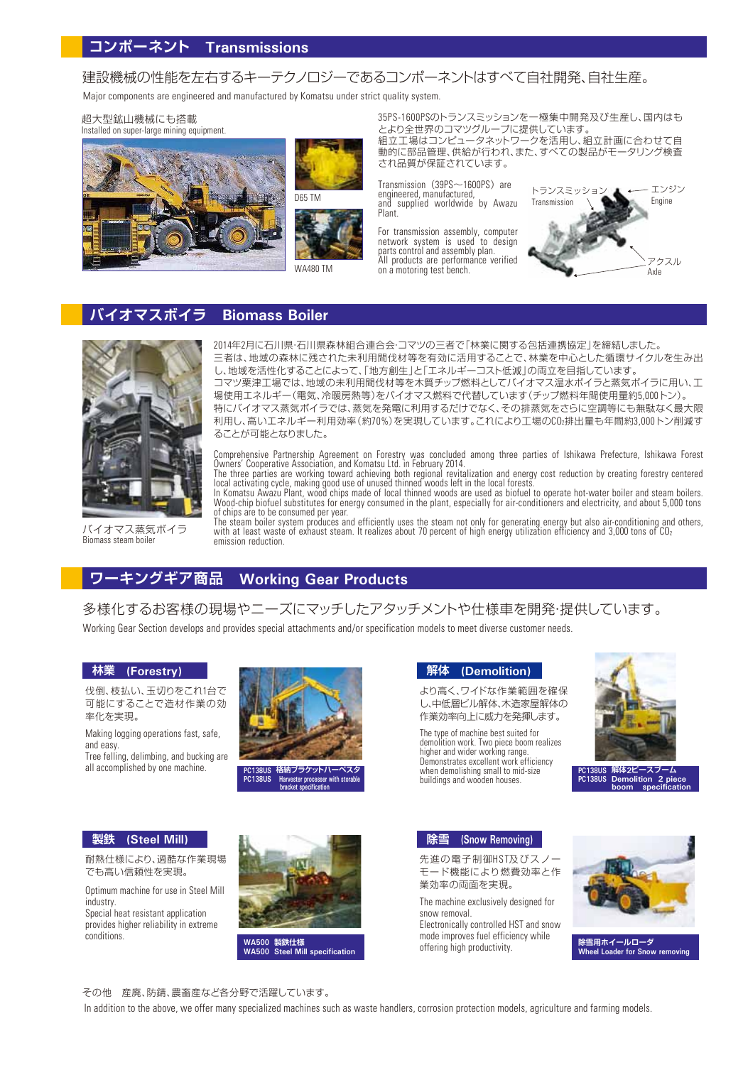## コンポーネント　Transmissions

建設機械の性能を左右するキーテクノロジーであるコンポーネントはすべて自社開発、自社生産。

Major components are engineered and manufactured by Komatsu under strict quality system.

超大型鉱山機械にも搭載
Installed on super-large mining equipment.

D65 TM

WA480 TM

35PS-1600PSのトランスミッションを一極集中開発及び生産し、国内はもとより全世界のコマツグループに提供しています。
組立工場はコンピュータネットワークを活用し、組立計画に合わせて自動的に部品管理、供給が行われ、また、すべての製品がモータリング検査され品質が保証されています。

Transmission (39PS～1600PS) are engineered, manufactured, and supplied worldwide by Awazu Plant.

For transmission assembly, computer network system is used to design parts control and assembly plan.
All products are performance verified on a motoring test bench.

トランスミッション Transmission　エンジン Engine　アクスル Axle

## バイオマスボイラ　Biomass Boiler

2014年2月に石川県･石川県森林組合連合会･コマツの三者で「林業に関する包括連携協定」を締結しました。
三者は、地域の森林に残された未利用間伐材等を有効に活用することで、林業を中心とした循環サイクルを生み出し、地域を活性化することによって、「地方創生」と「エネルギーコスト低減」の両立を目指しています。
コマツ粟津工場では、地域の未利用間伐材等を木質チップ燃料としてバイオマス温水ボイラと蒸気ボイラに用い、工場使用エネルギー（電気、冷暖房熱等）をバイオマス燃料で代替しています（チップ燃料年間使用量約5,000トン）。
特にバイオマス蒸気ボイラでは、蒸気を発電に利用するだけでなく、その排蒸気をさらに空調等にも無駄なく最大限利用し、高いエネルギー利用効率（約70%）を実現しています。これにより工場の$CO_2$排出量も年間約3,000トン削減することが可能となりました。

Comprehensive Partnership Agreement on Forestry was concluded among three parties of Ishikawa Prefecture, Ishikawa Forest Owners' Cooperative Association, and Komatsu Ltd. in February 2014.
The three parties are working toward achieving both regional revitalization and energy cost reduction by creating forestry centered local activating cycle, making good use of unused thinned woods left in the local forests.
In Komatsu Awazu Plant, wood chips made of local thinned woods are used as biofuel to operate hot-water boiler and steam boilers. Wood-chip biofuel substitutes for energy consumed in the plant, especially for air-conditioners and electricity, and about 5,000 tons of chips are to be consumed per year.
The steam boiler system produces and efficiently uses the steam not only for generating energy but also air-conditioning and others, with at least waste of exhaust steam. It realizes about 70 percent of high energy utilization efficiency and 3,000 tons of $CO_2$ emission reduction.

バイオマス蒸気ボイラ
Biomass steam boiler

## ワーキングギア商品　Working Gear Products

多様化するお客様の現場やニーズにマッチしたアタッチメントや仕様車を開発･提供しています。

Working Gear Section develops and provides special attachments and/or specification models to meet diverse customer needs.

### 林業　(Forestry)

伐倒、枝払い、玉切りをこれ1台で可能にすることで造材作業の効率化を実現。

Making logging operations fast, safe, and easy.
Tree felling, delimbing, and bucking are all accomplished by one machine.

PC138US 格納ブラケットハーベスタ
PC138US Harvester processer with storable bracket specification

### 解体　(Demolition)

より高く、ワイドな作業範囲を確保し、中低層ビル解体、木造家屋解体の作業効率向上に威力を発揮します。

The type of machine best suited for demolition work. Two piece boom realizes higher and wider working range.
Demonstrates excellent work efficiency when demolishing small to mid-size buildings and wooden houses.

PC138US 解体2ピースブーム
PC138US Demolition 2 piece boom specification

### 製鉄　(Steel Mill)

耐熱仕様により、過酷な作業現場でも高い信頼性を実現。

Optimum machine for use in Steel Mill industry.
Special heat resistant application provides higher reliability in extreme conditions.

WA500 製鉄仕様
WA500 Steel Mill specification

### 除雪　(Snow Removing)

先進の電子制御HST及びスノーモード機能により燃費効率と作業効率の両面を実現。

The machine exclusively designed for snow removal.
Electronically controlled HST and snow mode improves fuel efficiency while offering high productivity.

除雪用ホイールローダ
Wheel Loader for Snow removing

その他　産廃、防錆、農畜産など各分野で活躍しています。

In addition to the above, we offer many specialized machines such as waste handlers, corrosion protection models, agriculture and farming models.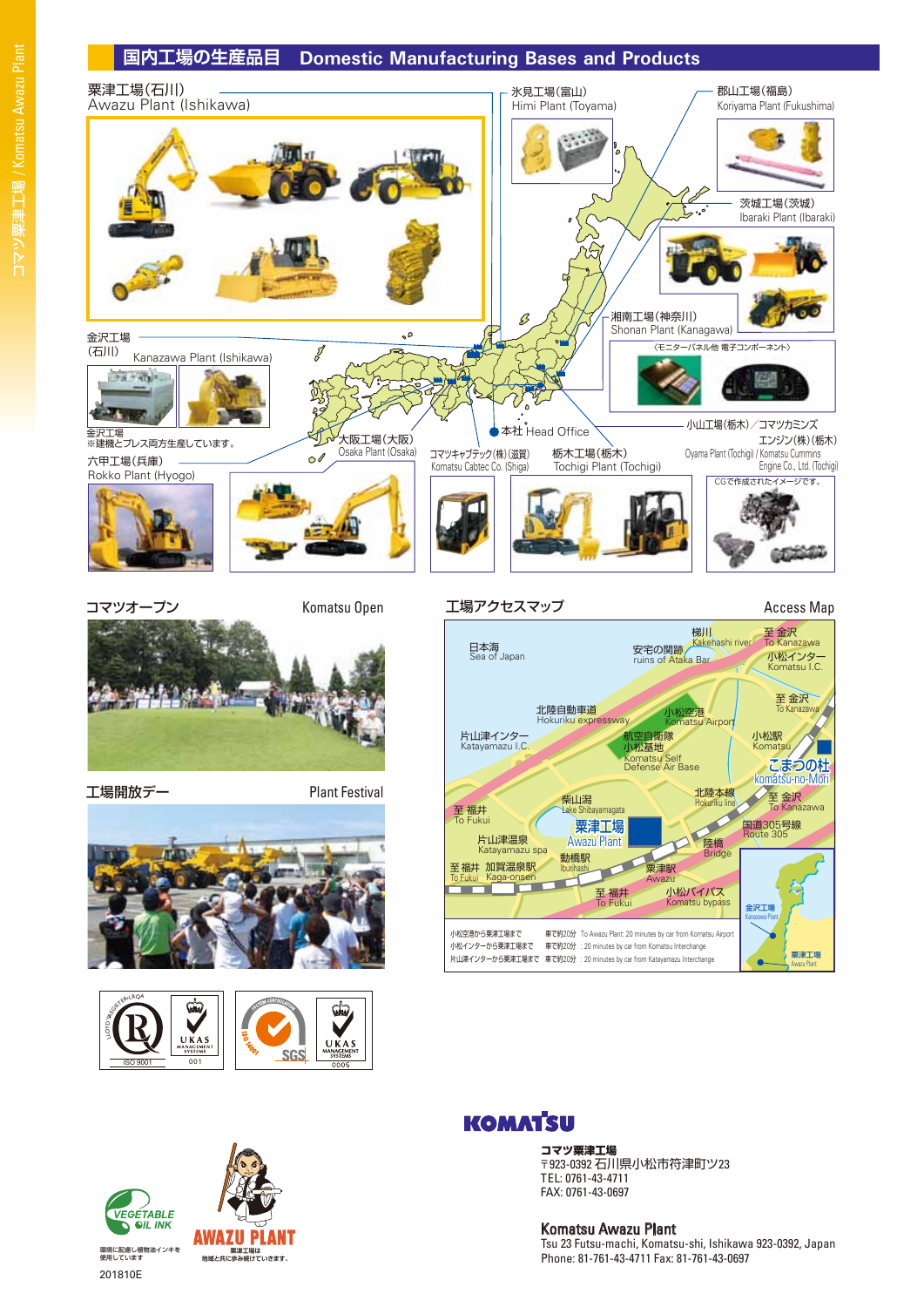# 国内工場の生産品目　Domestic Manufacturing Bases and Products

粟津工場(石川)
Awazu Plant (Ishikawa)

氷見工場(富山)
Himi Plant (Toyama)

郡山工場(福島)
Koriyama Plant (Fukushima)

茨城工場(茨城)
Ibaraki Plant (Ibaraki)

湘南工場(神奈川)
Shonan Plant (Kanagawa)

〈モニターパネル他 電子コンポーネント〉

金沢工場
(石川)
Kanazawa Plant (Ishikawa)

金沢工場
※建機とプレス両方生産しています。

六甲工場(兵庫)
Rokko Plant (Hyogo)

大阪工場(大阪)
Osaka Plant (Osaka)

本社 Head Office

コマツキャブテック(株)(滋賀)
Komatsu Cabtec Co. (Shiga)

栃木工場(栃木)
Tochigi Plant (Tochigi)

小山工場(栃木)／コマツカミンズエンジン(株)(栃木)
Oyama Plant (Tochigi) / Komatsu Cummins Engine Co., Ltd. (Tochigi)

CGで作成されたイメージです。

## コマツオープン　Komatsu Open

## 工場開放デー　Plant Festival

## 工場アクセスマップ　Access Map

日本海
Sea of Japan

梯川
Kakehashi river

至 金沢
To Kanazawa

安宅の関跡
ruins of Ataka Bar

小松インター
Komatsu I.C.

至 金沢
To Kanazawa

北陸自動車道
Hokuriku expressway

小松空港
Komatsu Airport

片山津インター
Katayamazu I.C.

航空自衛隊
小松基地
Komatsu Self Defense Air Base

小松駅
Komatsu

こまつの杜
komatsu-no-Mori

北陸本線
Hokuriku line

至 金沢
To Kanazawa

至 福井
To Fukui

柴山潟
Lake Shibayamagata

粟津工場
Awazu Plant

国道305号線
Route 305

片山津温泉
Katayamazu spa

動橋駅
Iburihashi

陸橋
Bridge

至 福井 加賀温泉駅
To Fukui Kaga-onsen

粟津駅
Awazu

至 福井
To Fukui

小松バイパス
Komatsu bypass

金沢工場
Kanazawa Plant

粟津工場
Awazu Plant

小松空港から粟津工場まで　車で約20分　To Awazu Plant: 20 minutes by car from Komatsu Airport
小松インターから粟津工場まで　車で約20分　: 20 minutes by car from Komatsu Interchange
片山津インターから粟津工場まで　車で約20分　: 20 minutes by car from Katayamazu Interchange

ISO 9001
UKAS MANAGEMENT SYSTEMS 001

ISO 14001
SGS
UKAS MANAGEMENT SYSTEMS 0005

VEGETABLE OIL INK
環境に配慮し植物油インキを使用しています

AWAZU PLANT
粟津工場は地域と共に歩み続けていきます。

201810E

KOMATSU

**コマツ粟津工場**
〒923-0392 石川県小松市符津町ツ23
TEL: 0761-43-4711
FAX: 0761-43-0697

**Komatsu Awazu Plant**
Tsu 23 Futsu-machi, Komatsu-shi, Ishikawa 923-0392, Japan
Phone: 81-761-43-4711 Fax: 81-761-43-0697